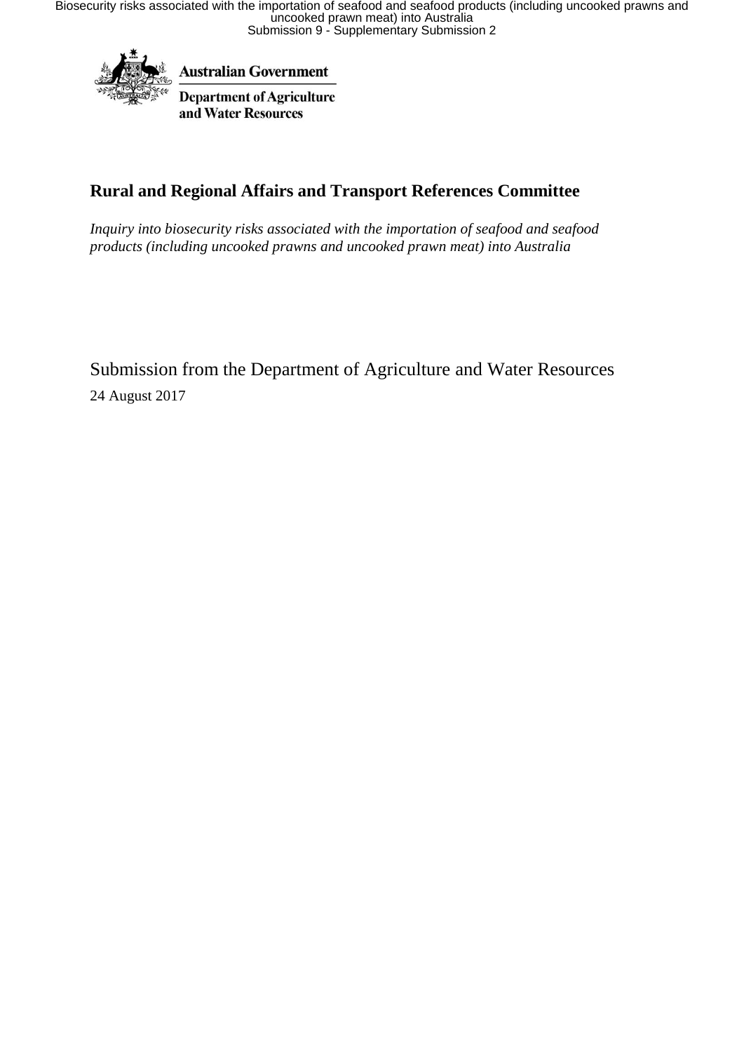Australian Government

Department of Agriculture and Water Resources

## Rural and Regional Affairs and Transport References Committee

*Inquiry into biosecurity risks associated with the importation of seafood and seafood products (including uncooked prawns and uncooked prawn meat) into Australia*

Submission from the Department of Agriculture and Water Resources

24 August 2017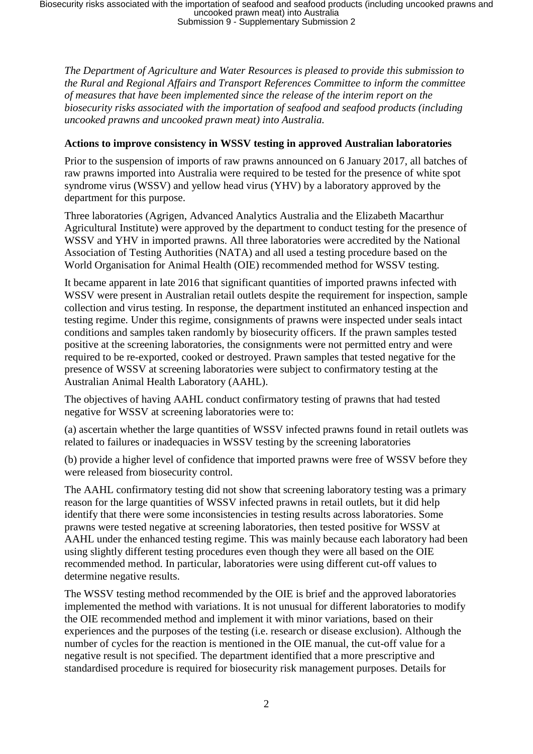*The Department of Agriculture and Water Resources is pleased to provide this submission to the Rural and Regional Affairs and Transport References Committee to inform the committee of measures that have been implemented since the release of the interim report on the biosecurity risks associated with the importation of seafood and seafood products (including uncooked prawns and uncooked prawn meat) into Australia.*

**Actions to improve consistency in WSSV testing in approved Australian laboratories**

Prior to the suspension of imports of raw prawns announced on 6 January 2017, all batches of raw prawns imported into Australia were required to be tested for the presence of white spot syndrome virus (WSSV) and yellow head virus (YHV) by a laboratory approved by the department for this purpose.

Three laboratories (Agrigen, Advanced Analytics Australia and the Elizabeth Macarthur Agricultural Institute) were approved by the department to conduct testing for the presence of WSSV and YHV in imported prawns. All three laboratories were accredited by the National Association of Testing Authorities (NATA) and all used a testing procedure based on the World Organisation for Animal Health (OIE) recommended method for WSSV testing.

It became apparent in late 2016 that significant quantities of imported prawns infected with WSSV were present in Australian retail outlets despite the requirement for inspection, sample collection and virus testing. In response, the department instituted an enhanced inspection and testing regime. Under this regime, consignments of prawns were inspected under seals intact conditions and samples taken randomly by biosecurity officers. If the prawn samples tested positive at the screening laboratories, the consignments were not permitted entry and were required to be re-exported, cooked or destroyed. Prawn samples that tested negative for the presence of WSSV at screening laboratories were subject to confirmatory testing at the Australian Animal Health Laboratory (AAHL).

The objectives of having AAHL conduct confirmatory testing of prawns that had tested negative for WSSV at screening laboratories were to:

(a) ascertain whether the large quantities of WSSV infected prawns found in retail outlets was related to failures or inadequacies in WSSV testing by the screening laboratories

(b) provide a higher level of confidence that imported prawns were free of WSSV before they were released from biosecurity control.

The AAHL confirmatory testing did not show that screening laboratory testing was a primary reason for the large quantities of WSSV infected prawns in retail outlets, but it did help identify that there were some inconsistencies in testing results across laboratories. Some prawns were tested negative at screening laboratories, then tested positive for WSSV at AAHL under the enhanced testing regime. This was mainly because each laboratory had been using slightly different testing procedures even though they were all based on the OIE recommended method. In particular, laboratories were using different cut-off values to determine negative results.

The WSSV testing method recommended by the OIE is brief and the approved laboratories implemented the method with variations. It is not unusual for different laboratories to modify the OIE recommended method and implement it with minor variations, based on their experiences and the purposes of the testing (i.e. research or disease exclusion). Although the number of cycles for the reaction is mentioned in the OIE manual, the cut-off value for a negative result is not specified. The department identified that a more prescriptive and standardised procedure is required for biosecurity risk management purposes. Details for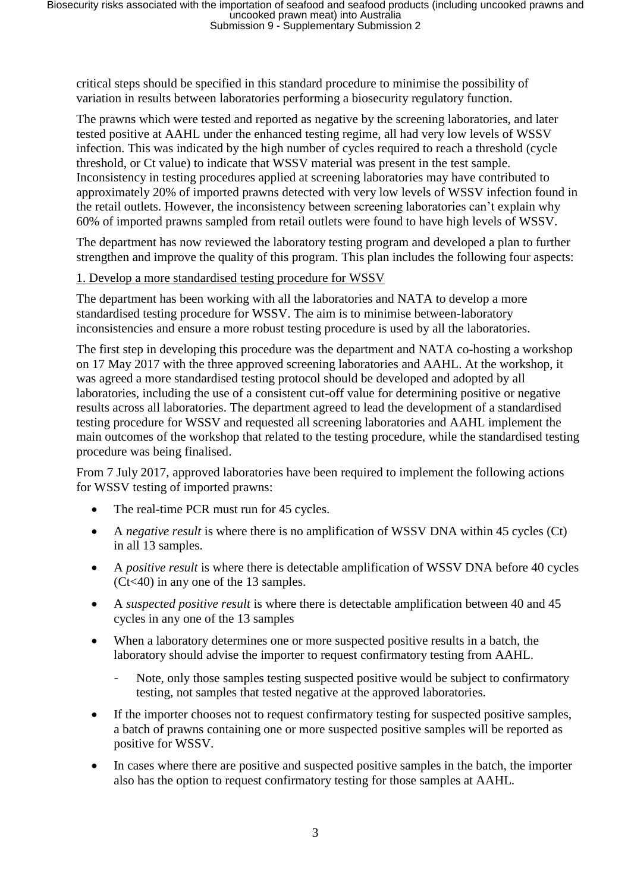critical steps should be specified in this standard procedure to minimise the possibility of variation in results between laboratories performing a biosecurity regulatory function.

The prawns which were tested and reported as negative by the screening laboratories, and later tested positive at AAHL under the enhanced testing regime, all had very low levels of WSSV infection. This was indicated by the high number of cycles required to reach a threshold (cycle threshold, or Ct value) to indicate that WSSV material was present in the test sample. Inconsistency in testing procedures applied at screening laboratories may have contributed to approximately 20% of imported prawns detected with very low levels of WSSV infection found in the retail outlets. However, the inconsistency between screening laboratories can't explain why 60% of imported prawns sampled from retail outlets were found to have high levels of WSSV.

The department has now reviewed the laboratory testing program and developed a plan to further strengthen and improve the quality of this program. This plan includes the following four aspects:

<u>1. Develop a more standardised testing procedure for WSSV</u>

The department has been working with all the laboratories and NATA to develop a more standardised testing procedure for WSSV. The aim is to minimise between-laboratory inconsistencies and ensure a more robust testing procedure is used by all the laboratories.

The first step in developing this procedure was the department and NATA co-hosting a workshop on 17 May 2017 with the three approved screening laboratories and AAHL. At the workshop, it was agreed a more standardised testing protocol should be developed and adopted by all laboratories, including the use of a consistent cut-off value for determining positive or negative results across all laboratories. The department agreed to lead the development of a standardised testing procedure for WSSV and requested all screening laboratories and AAHL implement the main outcomes of the workshop that related to the testing procedure, while the standardised testing procedure was being finalised.

From 7 July 2017, approved laboratories have been required to implement the following actions for WSSV testing of imported prawns:

- The real-time PCR must run for 45 cycles.
- A *negative result* is where there is no amplification of WSSV DNA within 45 cycles (Ct) in all 13 samples.
- A *positive result* is where there is detectable amplification of WSSV DNA before 40 cycles (Ct<40) in any one of the 13 samples.
- A *suspected positive result* is where there is detectable amplification between 40 and 45 cycles in any one of the 13 samples
- When a laboratory determines one or more suspected positive results in a batch, the laboratory should advise the importer to request confirmatory testing from AAHL.
  - Note, only those samples testing suspected positive would be subject to confirmatory testing, not samples that tested negative at the approved laboratories.
- If the importer chooses not to request confirmatory testing for suspected positive samples, a batch of prawns containing one or more suspected positive samples will be reported as positive for WSSV.
- In cases where there are positive and suspected positive samples in the batch, the importer also has the option to request confirmatory testing for those samples at AAHL.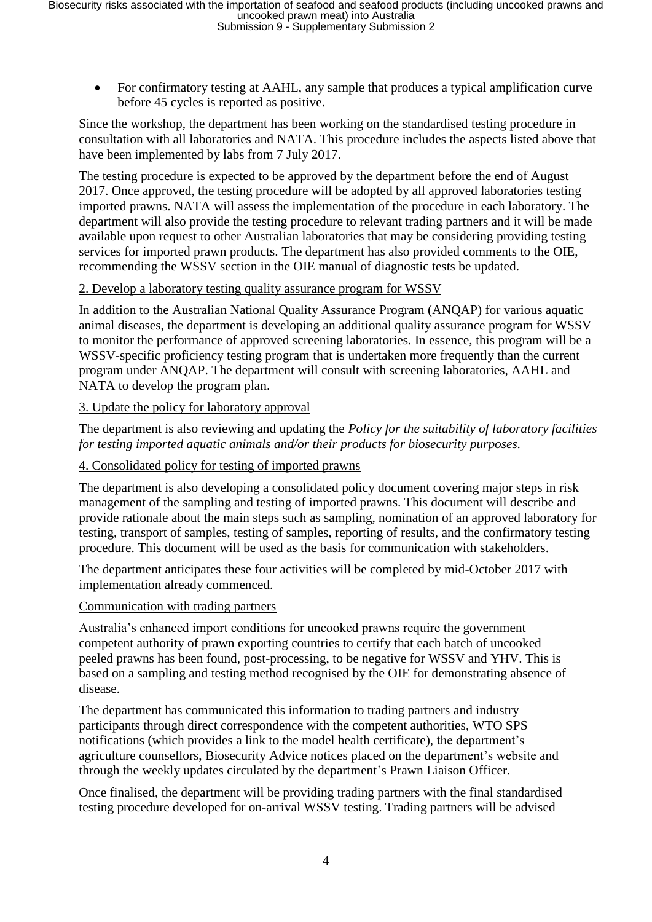- For confirmatory testing at AAHL, any sample that produces a typical amplification curve before 45 cycles is reported as positive.

Since the workshop, the department has been working on the standardised testing procedure in consultation with all laboratories and NATA. This procedure includes the aspects listed above that have been implemented by labs from 7 July 2017.

The testing procedure is expected to be approved by the department before the end of August 2017. Once approved, the testing procedure will be adopted by all approved laboratories testing imported prawns. NATA will assess the implementation of the procedure in each laboratory. The department will also provide the testing procedure to relevant trading partners and it will be made available upon request to other Australian laboratories that may be considering providing testing services for imported prawn products. The department has also provided comments to the OIE, recommending the WSSV section in the OIE manual of diagnostic tests be updated.

2. Develop a laboratory testing quality assurance program for WSSV

In addition to the Australian National Quality Assurance Program (ANQAP) for various aquatic animal diseases, the department is developing an additional quality assurance program for WSSV to monitor the performance of approved screening laboratories. In essence, this program will be a WSSV-specific proficiency testing program that is undertaken more frequently than the current program under ANQAP. The department will consult with screening laboratories, AAHL and NATA to develop the program plan.

3. Update the policy for laboratory approval

The department is also reviewing and updating the *Policy for the suitability of laboratory facilities for testing imported aquatic animals and/or their products for biosecurity purposes.*

4. Consolidated policy for testing of imported prawns

The department is also developing a consolidated policy document covering major steps in risk management of the sampling and testing of imported prawns. This document will describe and provide rationale about the main steps such as sampling, nomination of an approved laboratory for testing, transport of samples, testing of samples, reporting of results, and the confirmatory testing procedure. This document will be used as the basis for communication with stakeholders.

The department anticipates these four activities will be completed by mid-October 2017 with implementation already commenced.

Communication with trading partners

Australia's enhanced import conditions for uncooked prawns require the government competent authority of prawn exporting countries to certify that each batch of uncooked peeled prawns has been found, post-processing, to be negative for WSSV and YHV. This is based on a sampling and testing method recognised by the OIE for demonstrating absence of disease.

The department has communicated this information to trading partners and industry participants through direct correspondence with the competent authorities, WTO SPS notifications (which provides a link to the model health certificate), the department's agriculture counsellors, Biosecurity Advice notices placed on the department's website and through the weekly updates circulated by the department's Prawn Liaison Officer.

Once finalised, the department will be providing trading partners with the final standardised testing procedure developed for on-arrival WSSV testing. Trading partners will be advised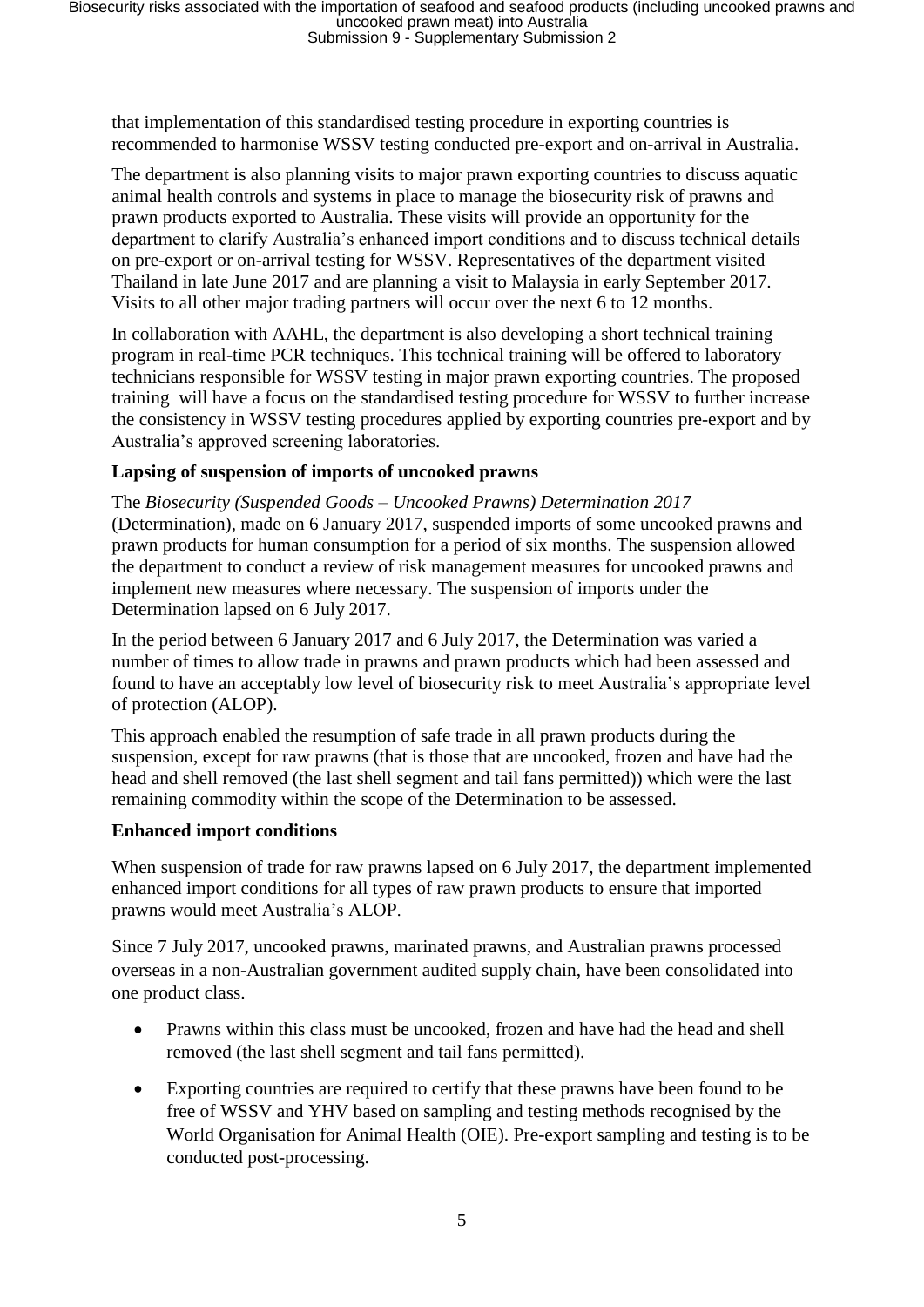that implementation of this standardised testing procedure in exporting countries is recommended to harmonise WSSV testing conducted pre-export and on-arrival in Australia.

The department is also planning visits to major prawn exporting countries to discuss aquatic animal health controls and systems in place to manage the biosecurity risk of prawns and prawn products exported to Australia. These visits will provide an opportunity for the department to clarify Australia's enhanced import conditions and to discuss technical details on pre-export or on-arrival testing for WSSV. Representatives of the department visited Thailand in late June 2017 and are planning a visit to Malaysia in early September 2017. Visits to all other major trading partners will occur over the next 6 to 12 months.

In collaboration with AAHL, the department is also developing a short technical training program in real-time PCR techniques. This technical training will be offered to laboratory technicians responsible for WSSV testing in major prawn exporting countries. The proposed training will have a focus on the standardised testing procedure for WSSV to further increase the consistency in WSSV testing procedures applied by exporting countries pre-export and by Australia's approved screening laboratories.

**Lapsing of suspension of imports of uncooked prawns**

The *Biosecurity (Suspended Goods – Uncooked Prawns) Determination 2017* (Determination), made on 6 January 2017, suspended imports of some uncooked prawns and prawn products for human consumption for a period of six months. The suspension allowed the department to conduct a review of risk management measures for uncooked prawns and implement new measures where necessary. The suspension of imports under the Determination lapsed on 6 July 2017.

In the period between 6 January 2017 and 6 July 2017, the Determination was varied a number of times to allow trade in prawns and prawn products which had been assessed and found to have an acceptably low level of biosecurity risk to meet Australia's appropriate level of protection (ALOP).

This approach enabled the resumption of safe trade in all prawn products during the suspension, except for raw prawns (that is those that are uncooked, frozen and have had the head and shell removed (the last shell segment and tail fans permitted)) which were the last remaining commodity within the scope of the Determination to be assessed.

**Enhanced import conditions**

When suspension of trade for raw prawns lapsed on 6 July 2017, the department implemented enhanced import conditions for all types of raw prawn products to ensure that imported prawns would meet Australia's ALOP.

Since 7 July 2017, uncooked prawns, marinated prawns, and Australian prawns processed overseas in a non-Australian government audited supply chain, have been consolidated into one product class.

- Prawns within this class must be uncooked, frozen and have had the head and shell removed (the last shell segment and tail fans permitted).
- Exporting countries are required to certify that these prawns have been found to be free of WSSV and YHV based on sampling and testing methods recognised by the World Organisation for Animal Health (OIE). Pre-export sampling and testing is to be conducted post-processing.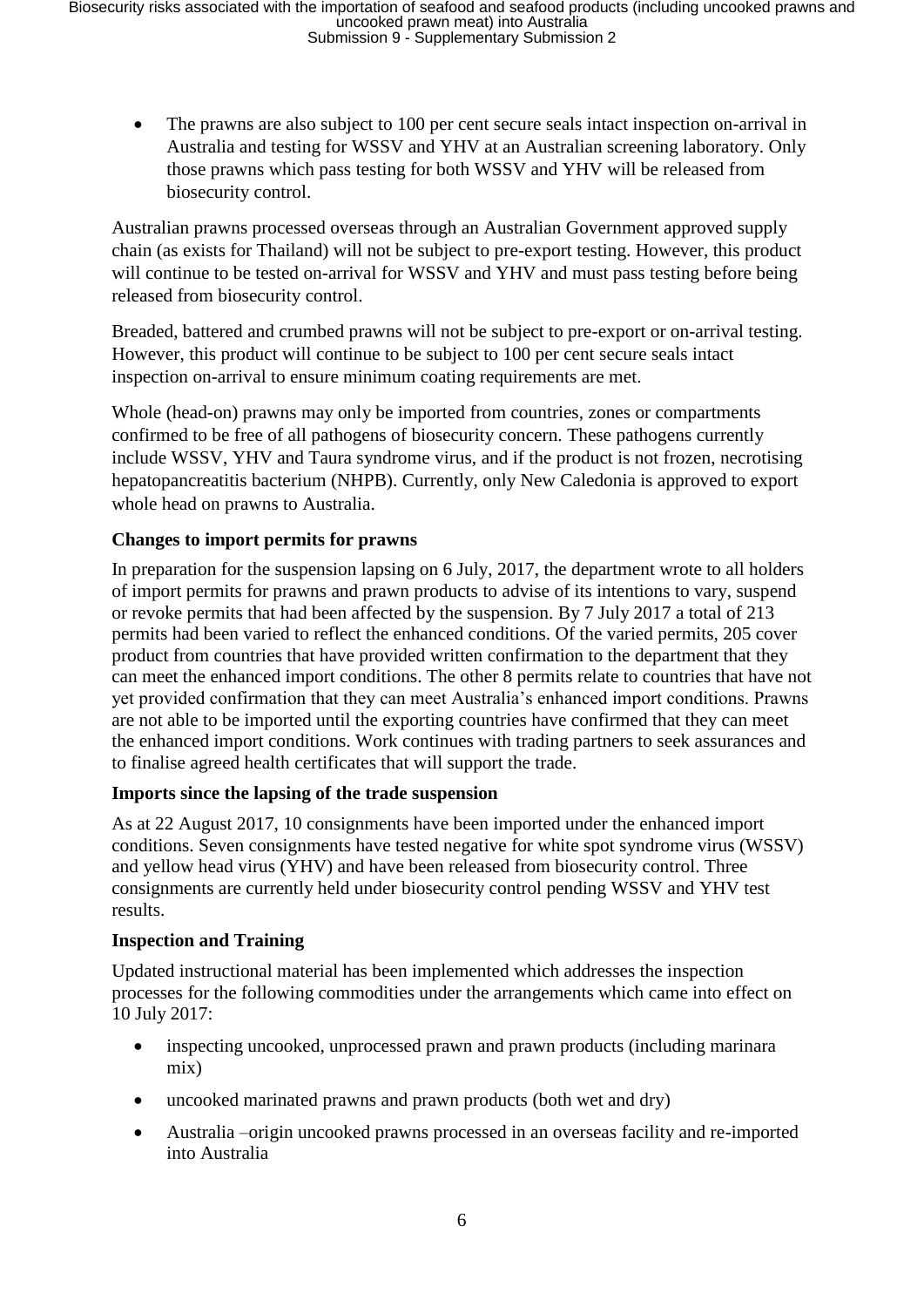- The prawns are also subject to 100 per cent secure seals intact inspection on-arrival in Australia and testing for WSSV and YHV at an Australian screening laboratory. Only those prawns which pass testing for both WSSV and YHV will be released from biosecurity control.

Australian prawns processed overseas through an Australian Government approved supply chain (as exists for Thailand) will not be subject to pre-export testing. However, this product will continue to be tested on-arrival for WSSV and YHV and must pass testing before being released from biosecurity control.

Breaded, battered and crumbed prawns will not be subject to pre-export or on-arrival testing. However, this product will continue to be subject to 100 per cent secure seals intact inspection on-arrival to ensure minimum coating requirements are met.

Whole (head-on) prawns may only be imported from countries, zones or compartments confirmed to be free of all pathogens of biosecurity concern. These pathogens currently include WSSV, YHV and Taura syndrome virus, and if the product is not frozen, necrotising hepatopancreatitis bacterium (NHPB). Currently, only New Caledonia is approved to export whole head on prawns to Australia.

**Changes to import permits for prawns**

In preparation for the suspension lapsing on 6 July, 2017, the department wrote to all holders of import permits for prawns and prawn products to advise of its intentions to vary, suspend or revoke permits that had been affected by the suspension. By 7 July 2017 a total of 213 permits had been varied to reflect the enhanced conditions. Of the varied permits, 205 cover product from countries that have provided written confirmation to the department that they can meet the enhanced import conditions. The other 8 permits relate to countries that have not yet provided confirmation that they can meet Australia's enhanced import conditions. Prawns are not able to be imported until the exporting countries have confirmed that they can meet the enhanced import conditions. Work continues with trading partners to seek assurances and to finalise agreed health certificates that will support the trade.

**Imports since the lapsing of the trade suspension**

As at 22 August 2017, 10 consignments have been imported under the enhanced import conditions. Seven consignments have tested negative for white spot syndrome virus (WSSV) and yellow head virus (YHV) and have been released from biosecurity control. Three consignments are currently held under biosecurity control pending WSSV and YHV test results.

**Inspection and Training**

Updated instructional material has been implemented which addresses the inspection processes for the following commodities under the arrangements which came into effect on 10 July 2017:

- inspecting uncooked, unprocessed prawn and prawn products (including marinara mix)
- uncooked marinated prawns and prawn products (both wet and dry)
- Australia –origin uncooked prawns processed in an overseas facility and re-imported into Australia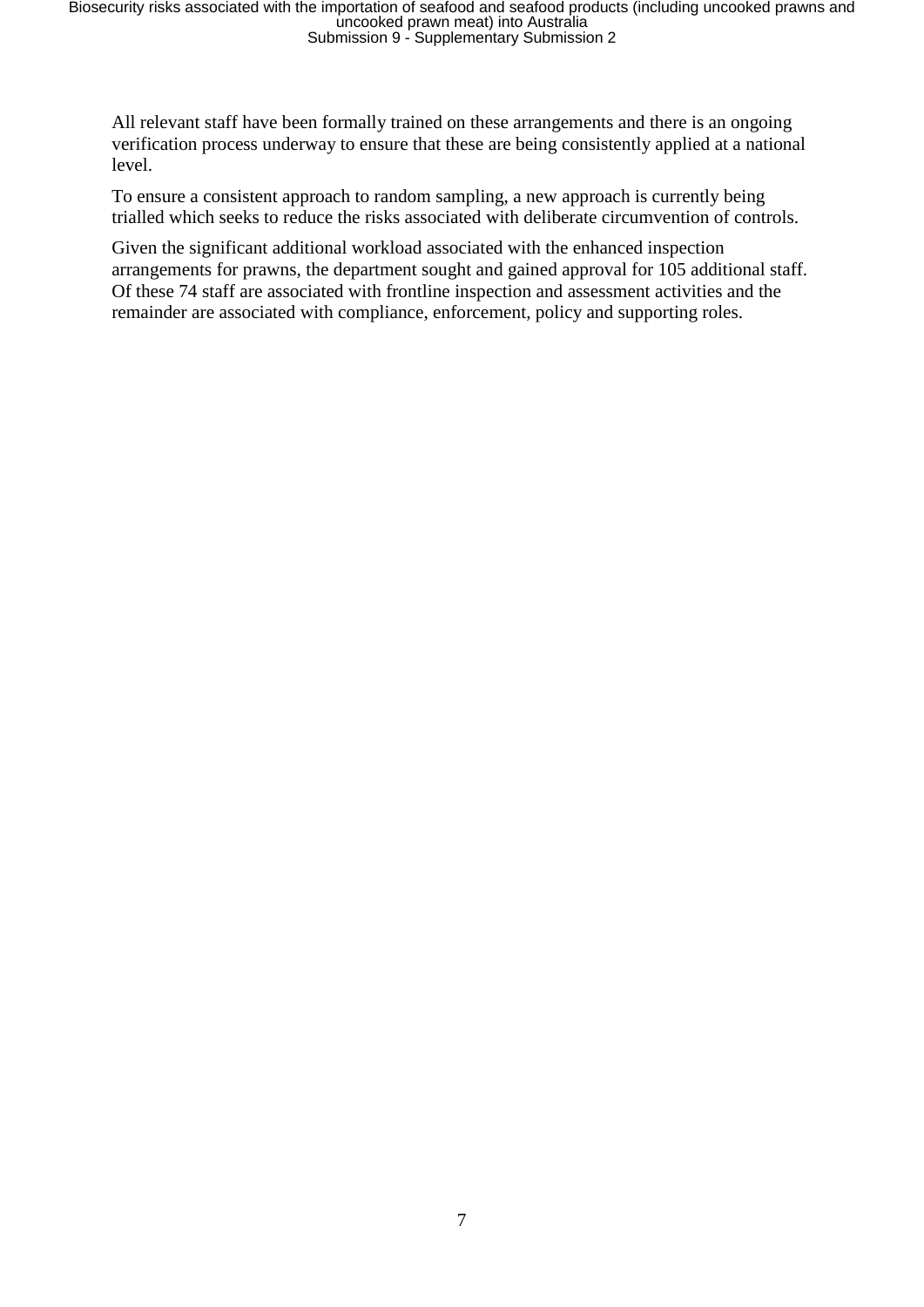All relevant staff have been formally trained on these arrangements and there is an ongoing verification process underway to ensure that these are being consistently applied at a national level.

To ensure a consistent approach to random sampling, a new approach is currently being trialled which seeks to reduce the risks associated with deliberate circumvention of controls.

Given the significant additional workload associated with the enhanced inspection arrangements for prawns, the department sought and gained approval for 105 additional staff. Of these 74 staff are associated with frontline inspection and assessment activities and the remainder are associated with compliance, enforcement, policy and supporting roles.